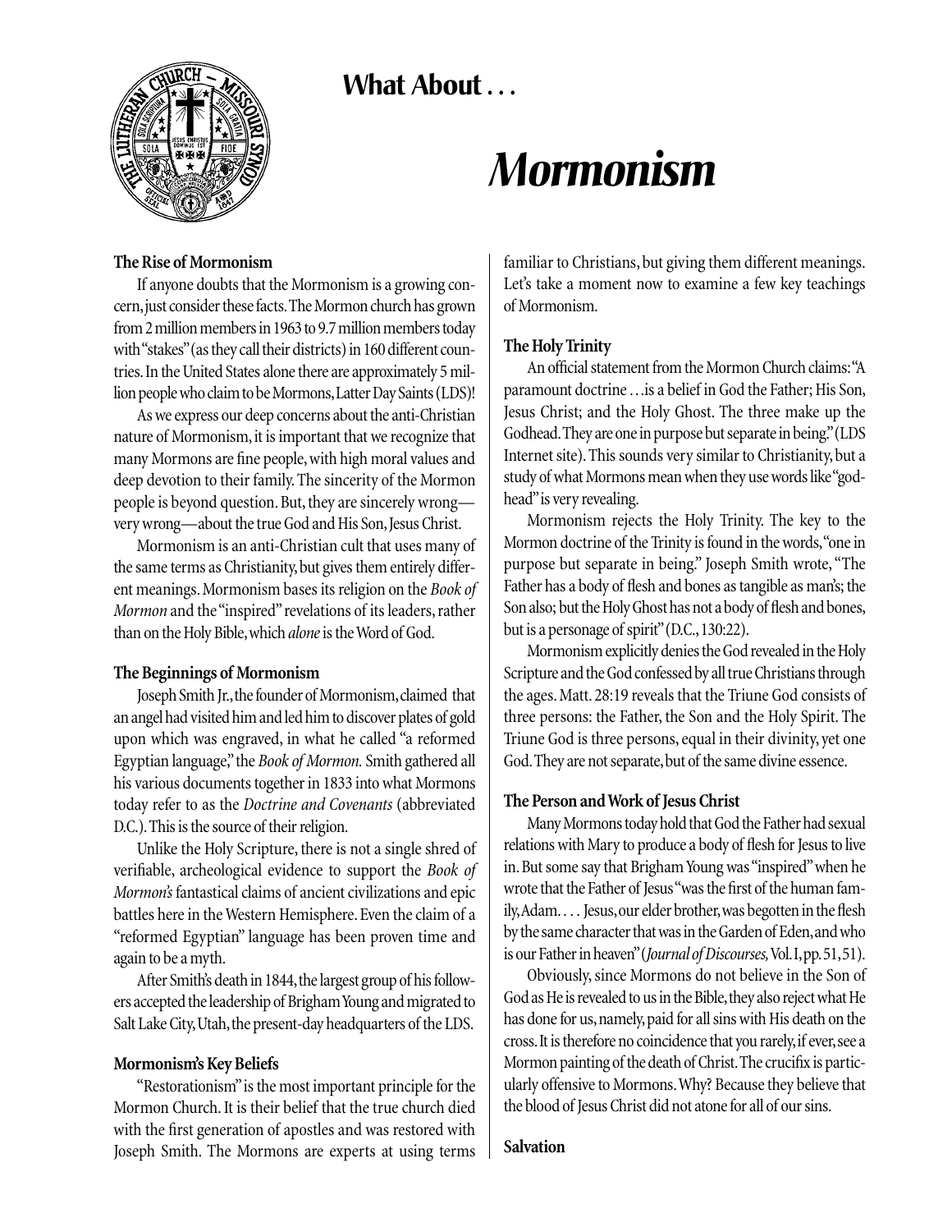## What About . . .

# *Mormonism*

### The Rise of Mormonism

If anyone doubts that the Mormonism is a growing concern, just consider these facts. The Mormon church has grown from 2 million members in 1963 to 9.7 million members today with "stakes" (as they call their districts) in 160 different countries. In the United States alone there are approximately 5 million people who claim to be Mormons, Latter Day Saints (LDS)!

As we express our deep concerns about the anti-Christian nature of Mormonism, it is important that we recognize that many Mormons are fine people, with high moral values and deep devotion to their family. The sincerity of the Mormon people is beyond question. But, they are sincerely wrong—very wrong—about the true God and His Son, Jesus Christ.

Mormonism is an anti-Christian cult that uses many of the same terms as Christianity, but gives them entirely different meanings. Mormonism bases its religion on the *Book of Mormon* and the "inspired" revelations of its leaders, rather than on the Holy Bible, which *alone* is the Word of God.

### The Beginnings of Mormonism

Joseph Smith Jr., the founder of Mormonism, claimed that an angel had visited him and led him to discover plates of gold upon which was engraved, in what he called "a reformed Egyptian language," the *Book of Mormon.* Smith gathered all his various documents together in 1833 into what Mormons today refer to as the *Doctrine and Covenants* (abbreviated D.C.). This is the source of their religion.

Unlike the Holy Scripture, there is not a single shred of verifiable, archeological evidence to support the *Book of Mormon's* fantastical claims of ancient civilizations and epic battles here in the Western Hemisphere. Even the claim of a "reformed Egyptian" language has been proven time and again to be a myth.

After Smith's death in 1844, the largest group of his followers accepted the leadership of Brigham Young and migrated to Salt Lake City, Utah, the present-day headquarters of the LDS.

### Mormonism's Key Beliefs

"Restorationism" is the most important principle for the Mormon Church. It is their belief that the true church died with the first generation of apostles and was restored with Joseph Smith. The Mormons are experts at using terms familiar to Christians, but giving them different meanings. Let's take a moment now to examine a few key teachings of Mormonism.

### The Holy Trinity

An official statement from the Mormon Church claims: "A paramount doctrine . . . is a belief in God the Father; His Son, Jesus Christ; and the Holy Ghost. The three make up the Godhead. They are one in purpose but separate in being." (LDS Internet site). This sounds very similar to Christianity, but a study of what Mormons mean when they use words like "godhead" is very revealing.

Mormonism rejects the Holy Trinity. The key to the Mormon doctrine of the Trinity is found in the words, "one in purpose but separate in being." Joseph Smith wrote, "The Father has a body of flesh and bones as tangible as man's; the Son also; but the Holy Ghost has not a body of flesh and bones, but is a personage of spirit" (D.C., 130:22).

Mormonism explicitly denies the God revealed in the Holy Scripture and the God confessed by all true Christians through the ages. Matt. 28:19 reveals that the Triune God consists of three persons: the Father, the Son and the Holy Spirit. The Triune God is three persons, equal in their divinity, yet one God. They are not separate, but of the same divine essence.

### The Person and Work of Jesus Christ

Many Mormons today hold that God the Father had sexual relations with Mary to produce a body of flesh for Jesus to live in. But some say that Brigham Young was "inspired" when he wrote that the Father of Jesus "was the first of the human family, Adam. . . . Jesus, our elder brother, was begotten in the flesh by the same character that was in the Garden of Eden, and who is our Father in heaven" (*Journal of Discourses,* Vol. I, pp. 51, 51).

Obviously, since Mormons do not believe in the Son of God as He is revealed to us in the Bible, they also reject what He has done for us, namely, paid for all sins with His death on the cross. It is therefore no coincidence that you rarely, if ever, see a Mormon painting of the death of Christ. The crucifix is particularly offensive to Mormons. Why? Because they believe that the blood of Jesus Christ did not atone for all of our sins.

### Salvation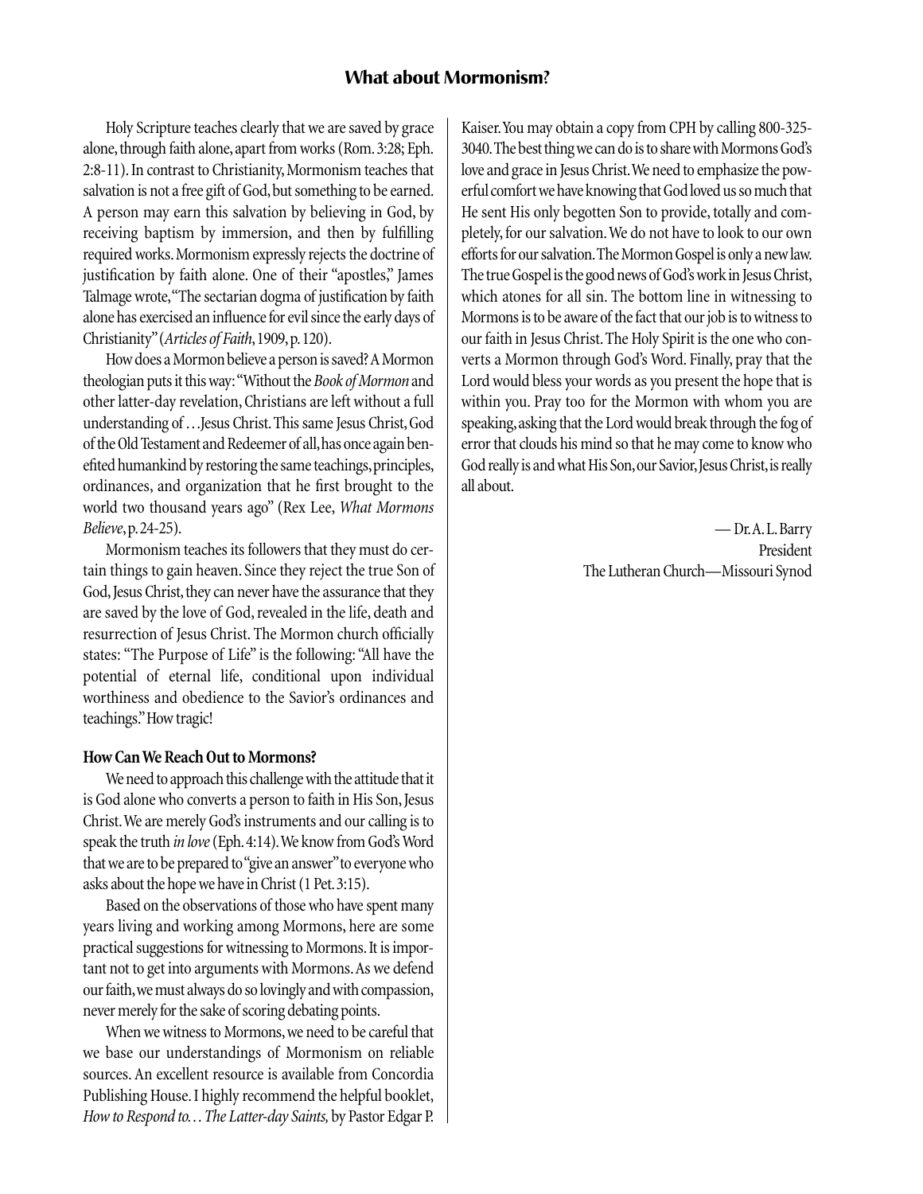## What about Mormonism?

Holy Scripture teaches clearly that we are saved by grace alone, through faith alone, apart from works (Rom. 3:28; Eph. 2:8-11). In contrast to Christianity, Mormonism teaches that salvation is not a free gift of God, but something to be earned. A person may earn this salvation by believing in God, by receiving baptism by immersion, and then by fulfilling required works. Mormonism expressly rejects the doctrine of justification by faith alone. One of their "apostles," James Talmage wrote, "The sectarian dogma of justification by faith alone has exercised an influence for evil since the early days of Christianity" (*Articles of Faith*, 1909, p. 120).

How does a Mormon believe a person is saved? A Mormon theologian puts it this way: "Without the *Book of Mormon* and other latter-day revelation, Christians are left without a full understanding of … Jesus Christ. This same Jesus Christ, God of the Old Testament and Redeemer of all, has once again benefited humankind by restoring the same teachings, principles, ordinances, and organization that he first brought to the world two thousand years ago" (Rex Lee, *What Mormons Believe*, p. 24-25).

Mormonism teaches its followers that they must do certain things to gain heaven. Since they reject the true Son of God, Jesus Christ, they can never have the assurance that they are saved by the love of God, revealed in the life, death and resurrection of Jesus Christ. The Mormon church officially states: "The Purpose of Life" is the following: "All have the potential of eternal life, conditional upon individual worthiness and obedience to the Savior's ordinances and teachings." How tragic!

**How Can We Reach Out to Mormons?**

We need to approach this challenge with the attitude that it is God alone who converts a person to faith in His Son, Jesus Christ. We are merely God's instruments and our calling is to speak the truth *in love* (Eph. 4:14). We know from God's Word that we are to be prepared to "give an answer" to everyone who asks about the hope we have in Christ (1 Pet. 3:15).

Based on the observations of those who have spent many years living and working among Mormons, here are some practical suggestions for witnessing to Mormons. It is important not to get into arguments with Mormons. As we defend our faith, we must always do so lovingly and with compassion, never merely for the sake of scoring debating points.

When we witness to Mormons, we need to be careful that we base our understandings of Mormonism on reliable sources. An excellent resource is available from Concordia Publishing House. I highly recommend the helpful booklet, *How to Respond to… The Latter-day Saints,* by Pastor Edgar P. Kaiser. You may obtain a copy from CPH by calling 800-325-3040. The best thing we can do is to share with Mormons God's love and grace in Jesus Christ. We need to emphasize the powerful comfort we have knowing that God loved us so much that He sent His only begotten Son to provide, totally and completely, for our salvation. We do not have to look to our own efforts for our salvation. The Mormon Gospel is only a new law. The true Gospel is the good news of God's work in Jesus Christ, which atones for all sin. The bottom line in witnessing to Mormons is to be aware of the fact that our job is to witness to our faith in Jesus Christ. The Holy Spirit is the one who converts a Mormon through God's Word. Finally, pray that the Lord would bless your words as you present the hope that is within you. Pray too for the Mormon with whom you are speaking, asking that the Lord would break through the fog of error that clouds his mind so that he may come to know who God really is and what His Son, our Savior, Jesus Christ, is really all about.

— Dr. A. L. Barry
President
The Lutheran Church—Missouri Synod